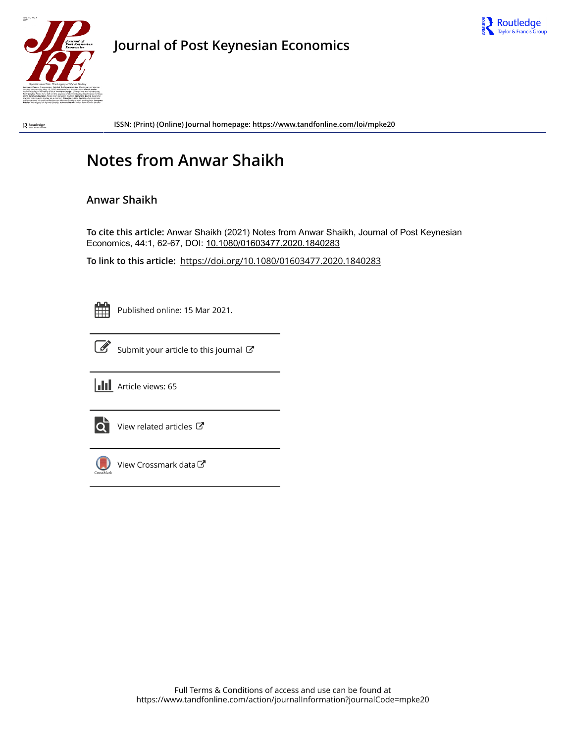# Journal of Post Keynesian Economics

ISSN: (Print) (Online) Journal homepage: https://www.tandfonline.com/loi/mpke20

# Notes from Anwar Shaikh

## Anwar Shaikh

**To cite this article:** Anwar Shaikh (2021) Notes from Anwar Shaikh, Journal of Post Keynesian Economics, 44:1, 62-67, DOI: 10.1080/01603477.2020.1840283

**To link to this article:** https://doi.org/10.1080/01603477.2020.1840283

Published online: 15 Mar 2021.

Submit your article to this journal

Article views: 65

View related articles

View Crossmark data

Full Terms & Conditions of access and use can be found at
https://www.tandfonline.com/action/journalInformation?journalCode=mpke20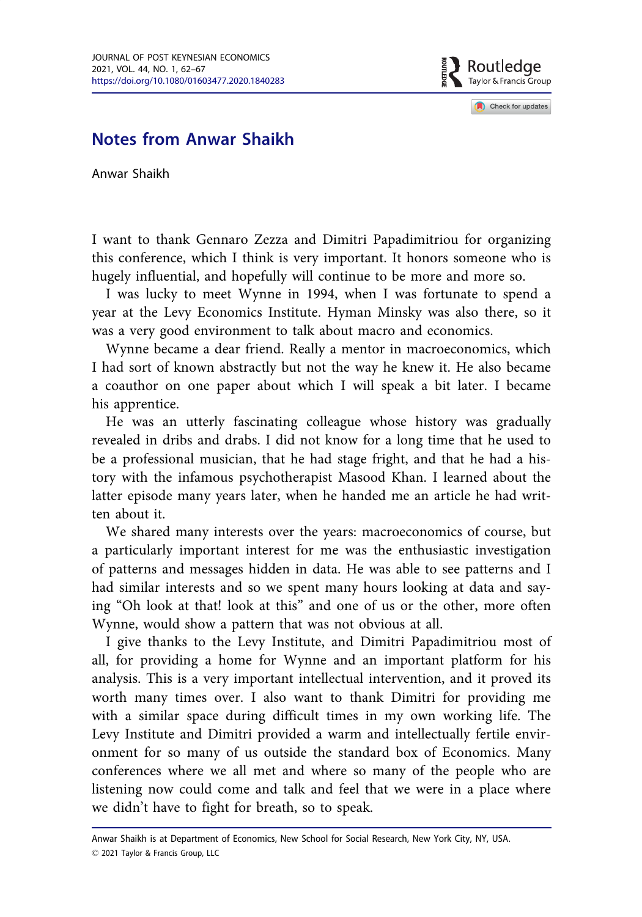# Notes from Anwar Shaikh

Anwar Shaikh

I want to thank Gennaro Zezza and Dimitri Papadimitriou for organizing this conference, which I think is very important. It honors someone who is hugely influential, and hopefully will continue to be more and more so.

I was lucky to meet Wynne in 1994, when I was fortunate to spend a year at the Levy Economics Institute. Hyman Minsky was also there, so it was a very good environment to talk about macro and economics.

Wynne became a dear friend. Really a mentor in macroeconomics, which I had sort of known abstractly but not the way he knew it. He also became a coauthor on one paper about which I will speak a bit later. I became his apprentice.

He was an utterly fascinating colleague whose history was gradually revealed in dribs and drabs. I did not know for a long time that he used to be a professional musician, that he had stage fright, and that he had a history with the infamous psychotherapist Masood Khan. I learned about the latter episode many years later, when he handed me an article he had written about it.

We shared many interests over the years: macroeconomics of course, but a particularly important interest for me was the enthusiastic investigation of patterns and messages hidden in data. He was able to see patterns and I had similar interests and so we spent many hours looking at data and saying "Oh look at that! look at this" and one of us or the other, more often Wynne, would show a pattern that was not obvious at all.

I give thanks to the Levy Institute, and Dimitri Papadimitriou most of all, for providing a home for Wynne and an important platform for his analysis. This is a very important intellectual intervention, and it proved its worth many times over. I also want to thank Dimitri for providing me with a similar space during difficult times in my own working life. The Levy Institute and Dimitri provided a warm and intellectually fertile environment for so many of us outside the standard box of Economics. Many conferences where we all met and where so many of the people who are listening now could come and talk and feel that we were in a place where we didn't have to fight for breath, so to speak.

Anwar Shaikh is at Department of Economics, New School for Social Research, New York City, NY, USA.

© 2021 Taylor & Francis Group, LLC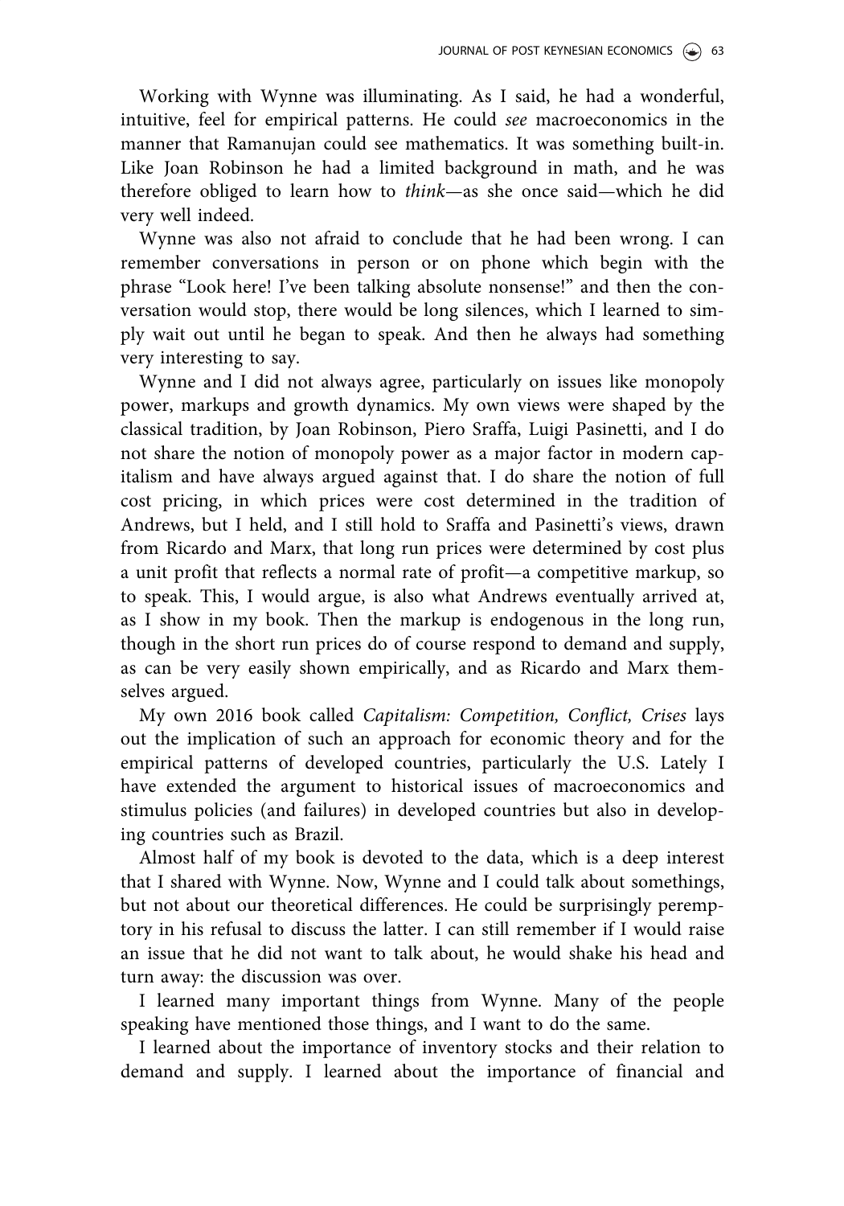Working with Wynne was illuminating. As I said, he had a wonderful, intuitive, feel for empirical patterns. He could *see* macroeconomics in the manner that Ramanujan could see mathematics. It was something built-in. Like Joan Robinson he had a limited background in math, and he was therefore obliged to learn how to *think*—as she once said—which he did very well indeed.

Wynne was also not afraid to conclude that he had been wrong. I can remember conversations in person or on phone which begin with the phrase "Look here! I've been talking absolute nonsense!" and then the conversation would stop, there would be long silences, which I learned to simply wait out until he began to speak. And then he always had something very interesting to say.

Wynne and I did not always agree, particularly on issues like monopoly power, markups and growth dynamics. My own views were shaped by the classical tradition, by Joan Robinson, Piero Sraffa, Luigi Pasinetti, and I do not share the notion of monopoly power as a major factor in modern capitalism and have always argued against that. I do share the notion of full cost pricing, in which prices were cost determined in the tradition of Andrews, but I held, and I still hold to Sraffa and Pasinetti's views, drawn from Ricardo and Marx, that long run prices were determined by cost plus a unit profit that reflects a normal rate of profit—a competitive markup, so to speak. This, I would argue, is also what Andrews eventually arrived at, as I show in my book. Then the markup is endogenous in the long run, though in the short run prices do of course respond to demand and supply, as can be very easily shown empirically, and as Ricardo and Marx themselves argued.

My own 2016 book called *Capitalism: Competition, Conflict, Crises* lays out the implication of such an approach for economic theory and for the empirical patterns of developed countries, particularly the U.S. Lately I have extended the argument to historical issues of macroeconomics and stimulus policies (and failures) in developed countries but also in developing countries such as Brazil.

Almost half of my book is devoted to the data, which is a deep interest that I shared with Wynne. Now, Wynne and I could talk about somethings, but not about our theoretical differences. He could be surprisingly peremptory in his refusal to discuss the latter. I can still remember if I would raise an issue that he did not want to talk about, he would shake his head and turn away: the discussion was over.

I learned many important things from Wynne. Many of the people speaking have mentioned those things, and I want to do the same.

I learned about the importance of inventory stocks and their relation to demand and supply. I learned about the importance of financial and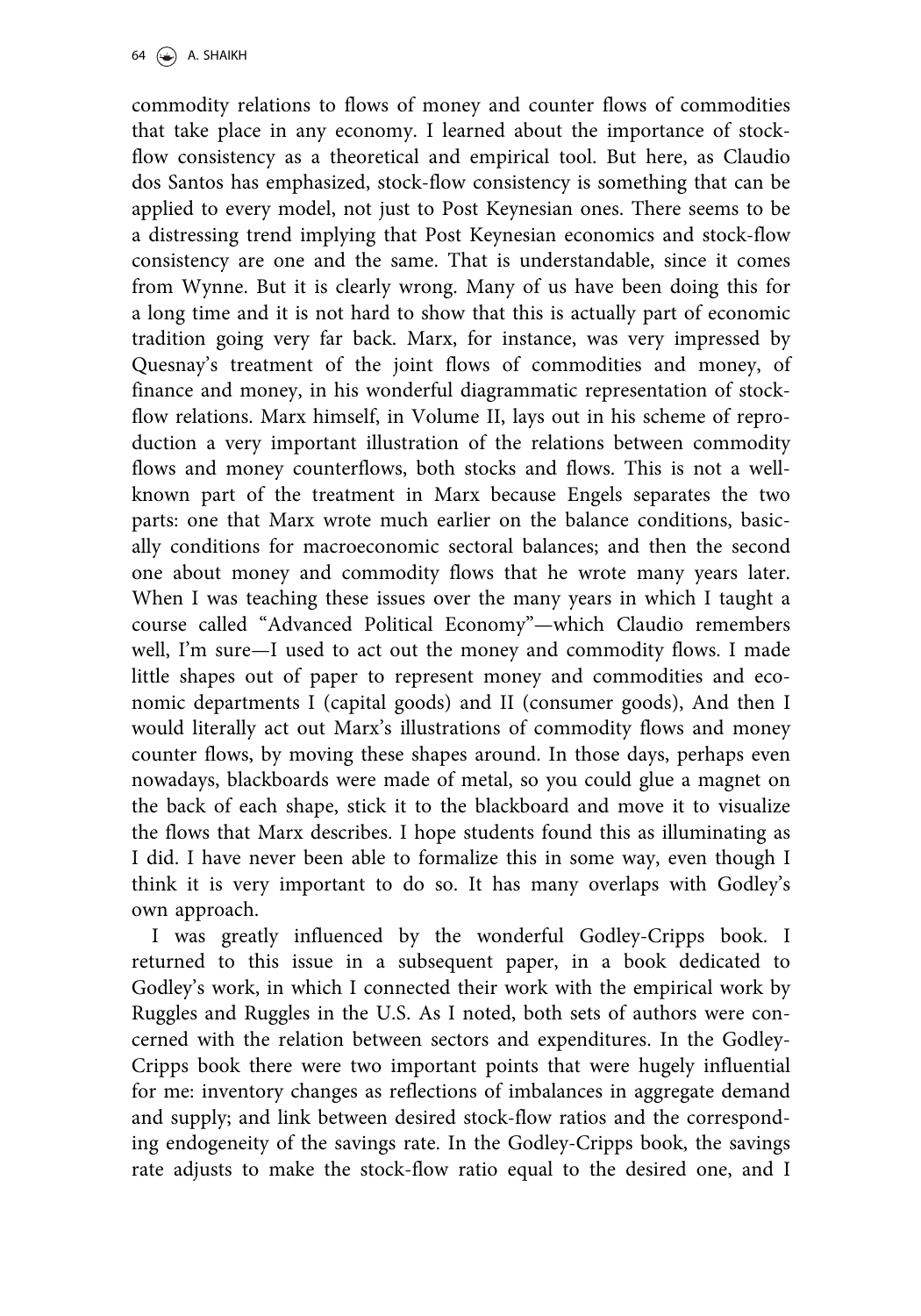commodity relations to flows of money and counter flows of commodities that take place in any economy. I learned about the importance of stock-flow consistency as a theoretical and empirical tool. But here, as Claudio dos Santos has emphasized, stock-flow consistency is something that can be applied to every model, not just to Post Keynesian ones. There seems to be a distressing trend implying that Post Keynesian economics and stock-flow consistency are one and the same. That is understandable, since it comes from Wynne. But it is clearly wrong. Many of us have been doing this for a long time and it is not hard to show that this is actually part of economic tradition going very far back. Marx, for instance, was very impressed by Quesnay's treatment of the joint flows of commodities and money, of finance and money, in his wonderful diagrammatic representation of stock-flow relations. Marx himself, in Volume II, lays out in his scheme of reproduction a very important illustration of the relations between commodity flows and money counterflows, both stocks and flows. This is not a well-known part of the treatment in Marx because Engels separates the two parts: one that Marx wrote much earlier on the balance conditions, basically conditions for macroeconomic sectoral balances; and then the second one about money and commodity flows that he wrote many years later. When I was teaching these issues over the many years in which I taught a course called "Advanced Political Economy"—which Claudio remembers well, I'm sure—I used to act out the money and commodity flows. I made little shapes out of paper to represent money and commodities and economic departments I (capital goods) and II (consumer goods), And then I would literally act out Marx's illustrations of commodity flows and money counter flows, by moving these shapes around. In those days, perhaps even nowadays, blackboards were made of metal, so you could glue a magnet on the back of each shape, stick it to the blackboard and move it to visualize the flows that Marx describes. I hope students found this as illuminating as I did. I have never been able to formalize this in some way, even though I think it is very important to do so. It has many overlaps with Godley's own approach.

I was greatly influenced by the wonderful Godley-Cripps book. I returned to this issue in a subsequent paper, in a book dedicated to Godley's work, in which I connected their work with the empirical work by Ruggles and Ruggles in the U.S. As I noted, both sets of authors were concerned with the relation between sectors and expenditures. In the Godley-Cripps book there were two important points that were hugely influential for me: inventory changes as reflections of imbalances in aggregate demand and supply; and link between desired stock-flow ratios and the corresponding endogeneity of the savings rate. In the Godley-Cripps book, the savings rate adjusts to make the stock-flow ratio equal to the desired one, and I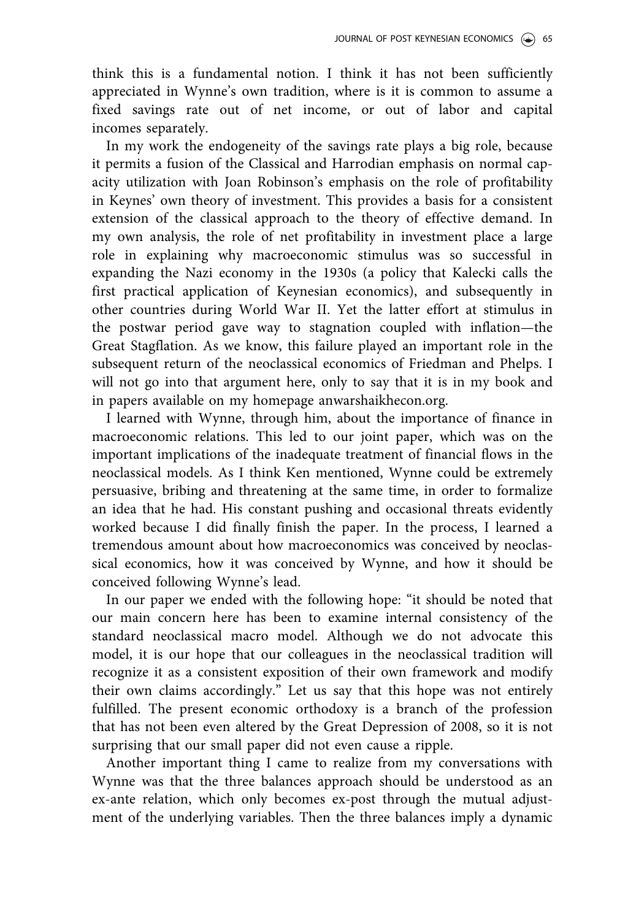think this is a fundamental notion. I think it has not been sufficiently appreciated in Wynne's own tradition, where is it is common to assume a fixed savings rate out of net income, or out of labor and capital incomes separately.

In my work the endogeneity of the savings rate plays a big role, because it permits a fusion of the Classical and Harrodian emphasis on normal capacity utilization with Joan Robinson's emphasis on the role of profitability in Keynes' own theory of investment. This provides a basis for a consistent extension of the classical approach to the theory of effective demand. In my own analysis, the role of net profitability in investment place a large role in explaining why macroeconomic stimulus was so successful in expanding the Nazi economy in the 1930s (a policy that Kalecki calls the first practical application of Keynesian economics), and subsequently in other countries during World War II. Yet the latter effort at stimulus in the postwar period gave way to stagnation coupled with inflation—the Great Stagflation. As we know, this failure played an important role in the subsequent return of the neoclassical economics of Friedman and Phelps. I will not go into that argument here, only to say that it is in my book and in papers available on my homepage anwarshaikhecon.org.

I learned with Wynne, through him, about the importance of finance in macroeconomic relations. This led to our joint paper, which was on the important implications of the inadequate treatment of financial flows in the neoclassical models. As I think Ken mentioned, Wynne could be extremely persuasive, bribing and threatening at the same time, in order to formalize an idea that he had. His constant pushing and occasional threats evidently worked because I did finally finish the paper. In the process, I learned a tremendous amount about how macroeconomics was conceived by neoclassical economics, how it was conceived by Wynne, and how it should be conceived following Wynne's lead.

In our paper we ended with the following hope: "it should be noted that our main concern here has been to examine internal consistency of the standard neoclassical macro model. Although we do not advocate this model, it is our hope that our colleagues in the neoclassical tradition will recognize it as a consistent exposition of their own framework and modify their own claims accordingly." Let us say that this hope was not entirely fulfilled. The present economic orthodoxy is a branch of the profession that has not been even altered by the Great Depression of 2008, so it is not surprising that our small paper did not even cause a ripple.

Another important thing I came to realize from my conversations with Wynne was that the three balances approach should be understood as an ex-ante relation, which only becomes ex-post through the mutual adjustment of the underlying variables. Then the three balances imply a dynamic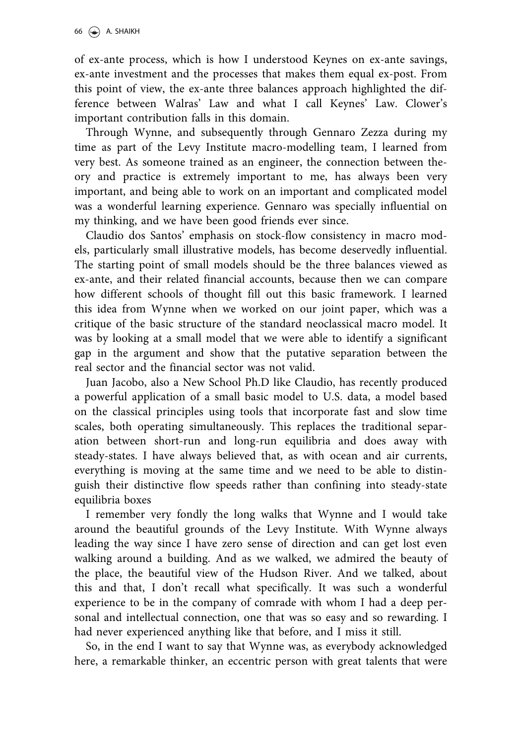of ex-ante process, which is how I understood Keynes on ex-ante savings, ex-ante investment and the processes that makes them equal ex-post. From this point of view, the ex-ante three balances approach highlighted the difference between Walras' Law and what I call Keynes' Law. Clower's important contribution falls in this domain.

Through Wynne, and subsequently through Gennaro Zezza during my time as part of the Levy Institute macro-modelling team, I learned from very best. As someone trained as an engineer, the connection between theory and practice is extremely important to me, has always been very important, and being able to work on an important and complicated model was a wonderful learning experience. Gennaro was specially influential on my thinking, and we have been good friends ever since.

Claudio dos Santos' emphasis on stock-flow consistency in macro models, particularly small illustrative models, has become deservedly influential. The starting point of small models should be the three balances viewed as ex-ante, and their related financial accounts, because then we can compare how different schools of thought fill out this basic framework. I learned this idea from Wynne when we worked on our joint paper, which was a critique of the basic structure of the standard neoclassical macro model. It was by looking at a small model that we were able to identify a significant gap in the argument and show that the putative separation between the real sector and the financial sector was not valid.

Juan Jacobo, also a New School Ph.D like Claudio, has recently produced a powerful application of a small basic model to U.S. data, a model based on the classical principles using tools that incorporate fast and slow time scales, both operating simultaneously. This replaces the traditional separation between short-run and long-run equilibria and does away with steady-states. I have always believed that, as with ocean and air currents, everything is moving at the same time and we need to be able to distinguish their distinctive flow speeds rather than confining into steady-state equilibria boxes

I remember very fondly the long walks that Wynne and I would take around the beautiful grounds of the Levy Institute. With Wynne always leading the way since I have zero sense of direction and can get lost even walking around a building. And as we walked, we admired the beauty of the place, the beautiful view of the Hudson River. And we talked, about this and that, I don't recall what specifically. It was such a wonderful experience to be in the company of comrade with whom I had a deep personal and intellectual connection, one that was so easy and so rewarding. I had never experienced anything like that before, and I miss it still.

So, in the end I want to say that Wynne was, as everybody acknowledged here, a remarkable thinker, an eccentric person with great talents that were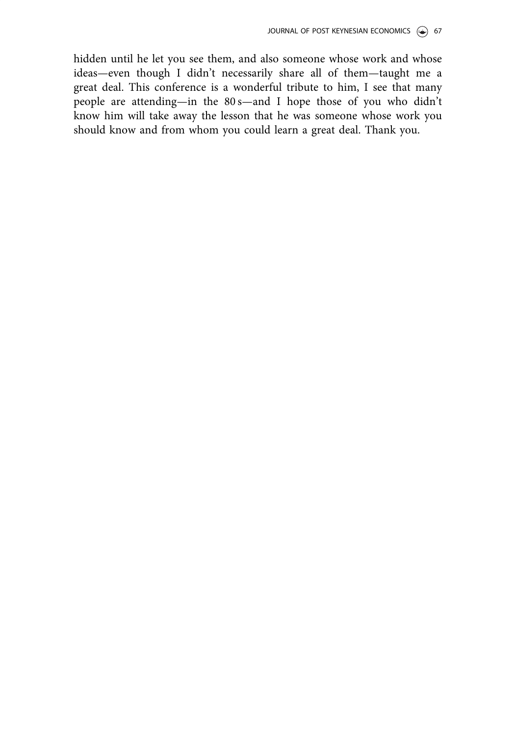hidden until he let you see them, and also someone whose work and whose ideas—even though I didn't necessarily share all of them—taught me a great deal. This conference is a wonderful tribute to him, I see that many people are attending—in the 80 s—and I hope those of you who didn't know him will take away the lesson that he was someone whose work you should know and from whom you could learn a great deal. Thank you.